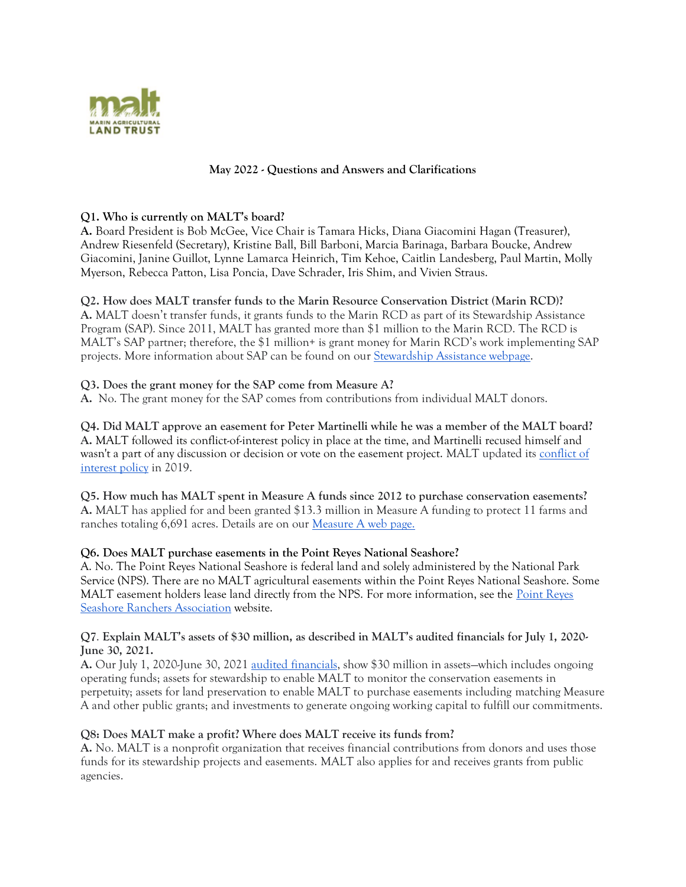**May 2022 - Questions and Answers and Clarifications**

**Q1. Who is currently on MALT's board?**
**A.** Board President is Bob McGee, Vice Chair is Tamara Hicks, Diana Giacomini Hagan (Treasurer), Andrew Riesenfeld (Secretary), Kristine Ball, Bill Barboni, Marcia Barinaga, Barbara Boucke, Andrew Giacomini, Janine Guillot, Lynne Lamarca Heinrich, Tim Kehoe, Caitlin Landesberg, Paul Martin, Molly Myerson, Rebecca Patton, Lisa Poncia, Dave Schrader, Iris Shim, and Vivien Straus.

**Q2. How does MALT transfer funds to the Marin Resource Conservation District (Marin RCD)?**
**A.** MALT doesn't transfer funds, it grants funds to the Marin RCD as part of its Stewardship Assistance Program (SAP). Since 2011, MALT has granted more than $1 million to the Marin RCD. The RCD is MALT's SAP partner; therefore, the $1 million+ is grant money for Marin RCD's work implementing SAP projects. More information about SAP can be found on our Stewardship Assistance webpage.

**Q3. Does the grant money for the SAP come from Measure A?**
**A.** No. The grant money for the SAP comes from contributions from individual MALT donors.

**Q4. Did MALT approve an easement for Peter Martinelli while he was a member of the MALT board?**
**A.** MALT followed its conflict-of-interest policy in place at the time, and Martinelli recused himself and wasn't a part of any discussion or decision or vote on the easement project. MALT updated its conflict of interest policy in 2019.

**Q5. How much has MALT spent in Measure A funds since 2012 to purchase conservation easements?**
**A.** MALT has applied for and been granted $13.3 million in Measure A funding to protect 11 farms and ranches totaling 6,691 acres. Details are on our Measure A web page.

**Q6. Does MALT purchase easements in the Point Reyes National Seashore?**
A. No. The Point Reyes National Seashore is federal land and solely administered by the National Park Service (NPS). There are no MALT agricultural easements within the Point Reyes National Seashore. Some MALT easement holders lease land directly from the NPS. For more information, see the Point Reyes Seashore Ranchers Association website.

**Q7. Explain MALT's assets of $30 million, as described in MALT's audited financials for July 1, 2020-June 30, 2021.**
**A.** Our July 1, 2020-June 30, 2021 audited financials, show $30 million in assets—which includes ongoing operating funds; assets for stewardship to enable MALT to monitor the conservation easements in perpetuity; assets for land preservation to enable MALT to purchase easements including matching Measure A and other public grants; and investments to generate ongoing working capital to fulfill our commitments.

**Q8: Does MALT make a profit? Where does MALT receive its funds from?**
**A.** No. MALT is a nonprofit organization that receives financial contributions from donors and uses those funds for its stewardship projects and easements. MALT also applies for and receives grants from public agencies.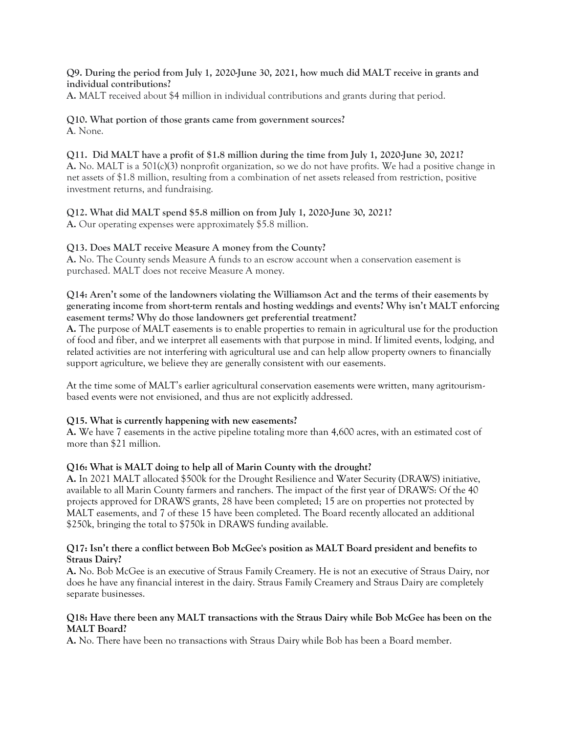**Q9. During the period from July 1, 2020-June 30, 2021, how much did MALT receive in grants and individual contributions?**
**A.** MALT received about $4 million in individual contributions and grants during that period.

**Q10. What portion of those grants came from government sources?**
**A**. None.

**Q11. Did MALT have a profit of $1.8 million during the time from July 1, 2020-June 30, 2021?**
**A.** No. MALT is a 501(c)(3) nonprofit organization, so we do not have profits. We had a positive change in net assets of $1.8 million, resulting from a combination of net assets released from restriction, positive investment returns, and fundraising.

**Q12. What did MALT spend $5.8 million on from July 1, 2020-June 30, 2021?**
**A.** Our operating expenses were approximately $5.8 million.

**Q13. Does MALT receive Measure A money from the County?**
**A.** No. The County sends Measure A funds to an escrow account when a conservation easement is purchased. MALT does not receive Measure A money.

**Q14: Aren't some of the landowners violating the Williamson Act and the terms of their easements by generating income from short-term rentals and hosting weddings and events? Why isn't MALT enforcing easement terms? Why do those landowners get preferential treatment?**
**A.** The purpose of MALT easements is to enable properties to remain in agricultural use for the production of food and fiber, and we interpret all easements with that purpose in mind. If limited events, lodging, and related activities are not interfering with agricultural use and can help allow property owners to financially support agriculture, we believe they are generally consistent with our easements.

At the time some of MALT's earlier agricultural conservation easements were written, many agritourism-based events were not envisioned, and thus are not explicitly addressed.

**Q15. What is currently happening with new easements?**
**A.** We have 7 easements in the active pipeline totaling more than 4,600 acres, with an estimated cost of more than $21 million.

**Q16: What is MALT doing to help all of Marin County with the drought?**
**A.** In 2021 MALT allocated $500k for the Drought Resilience and Water Security (DRAWS) initiative, available to all Marin County farmers and ranchers. The impact of the first year of DRAWS: Of the 40 projects approved for DRAWS grants, 28 have been completed; 15 are on properties not protected by MALT easements, and 7 of these 15 have been completed. The Board recently allocated an additional $250k, bringing the total to $750k in DRAWS funding available.

**Q17: Isn't there a conflict between Bob McGee's position as MALT Board president and benefits to Straus Dairy?**
**A.** No. Bob McGee is an executive of Straus Family Creamery. He is not an executive of Straus Dairy, nor does he have any financial interest in the dairy. Straus Family Creamery and Straus Dairy are completely separate businesses.

**Q18: Have there been any MALT transactions with the Straus Dairy while Bob McGee has been on the MALT Board?**
**A.** No. There have been no transactions with Straus Dairy while Bob has been a Board member.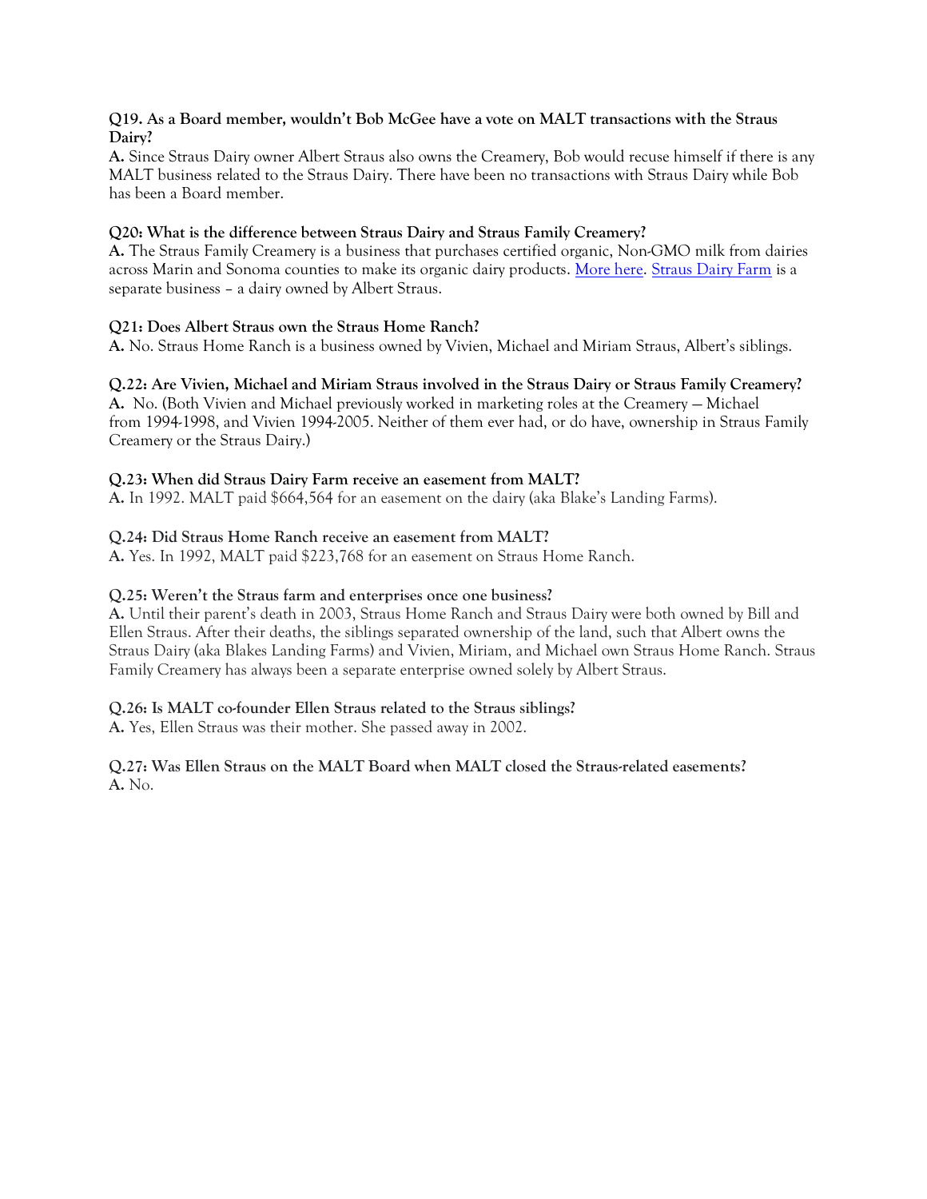**Q19. As a Board member, wouldn't Bob McGee have a vote on MALT transactions with the Straus Dairy?**
**A.** Since Straus Dairy owner Albert Straus also owns the Creamery, Bob would recuse himself if there is any MALT business related to the Straus Dairy. There have been no transactions with Straus Dairy while Bob has been a Board member.

**Q20: What is the difference between Straus Dairy and Straus Family Creamery?**
**A.** The Straus Family Creamery is a business that purchases certified organic, Non-GMO milk from dairies across Marin and Sonoma counties to make its organic dairy products. More here. Straus Dairy Farm is a separate business – a dairy owned by Albert Straus.

**Q21: Does Albert Straus own the Straus Home Ranch?**
**A.** No. Straus Home Ranch is a business owned by Vivien, Michael and Miriam Straus, Albert's siblings.

**Q.22: Are Vivien, Michael and Miriam Straus involved in the Straus Dairy or Straus Family Creamery?**
**A.** No. (Both Vivien and Michael previously worked in marketing roles at the Creamery — Michael from 1994-1998, and Vivien 1994-2005. Neither of them ever had, or do have, ownership in Straus Family Creamery or the Straus Dairy.)

**Q.23: When did Straus Dairy Farm receive an easement from MALT?**
**A.** In 1992. MALT paid $664,564 for an easement on the dairy (aka Blake's Landing Farms).

**Q.24: Did Straus Home Ranch receive an easement from MALT?**
**A.** Yes. In 1992, MALT paid $223,768 for an easement on Straus Home Ranch.

**Q.25: Weren't the Straus farm and enterprises once one business?**
**A.** Until their parent's death in 2003, Straus Home Ranch and Straus Dairy were both owned by Bill and Ellen Straus. After their deaths, the siblings separated ownership of the land, such that Albert owns the Straus Dairy (aka Blakes Landing Farms) and Vivien, Miriam, and Michael own Straus Home Ranch. Straus Family Creamery has always been a separate enterprise owned solely by Albert Straus.

**Q.26: Is MALT co-founder Ellen Straus related to the Straus siblings?**
**A.** Yes, Ellen Straus was their mother. She passed away in 2002.

**Q.27: Was Ellen Straus on the MALT Board when MALT closed the Straus-related easements?**
**A.** No.